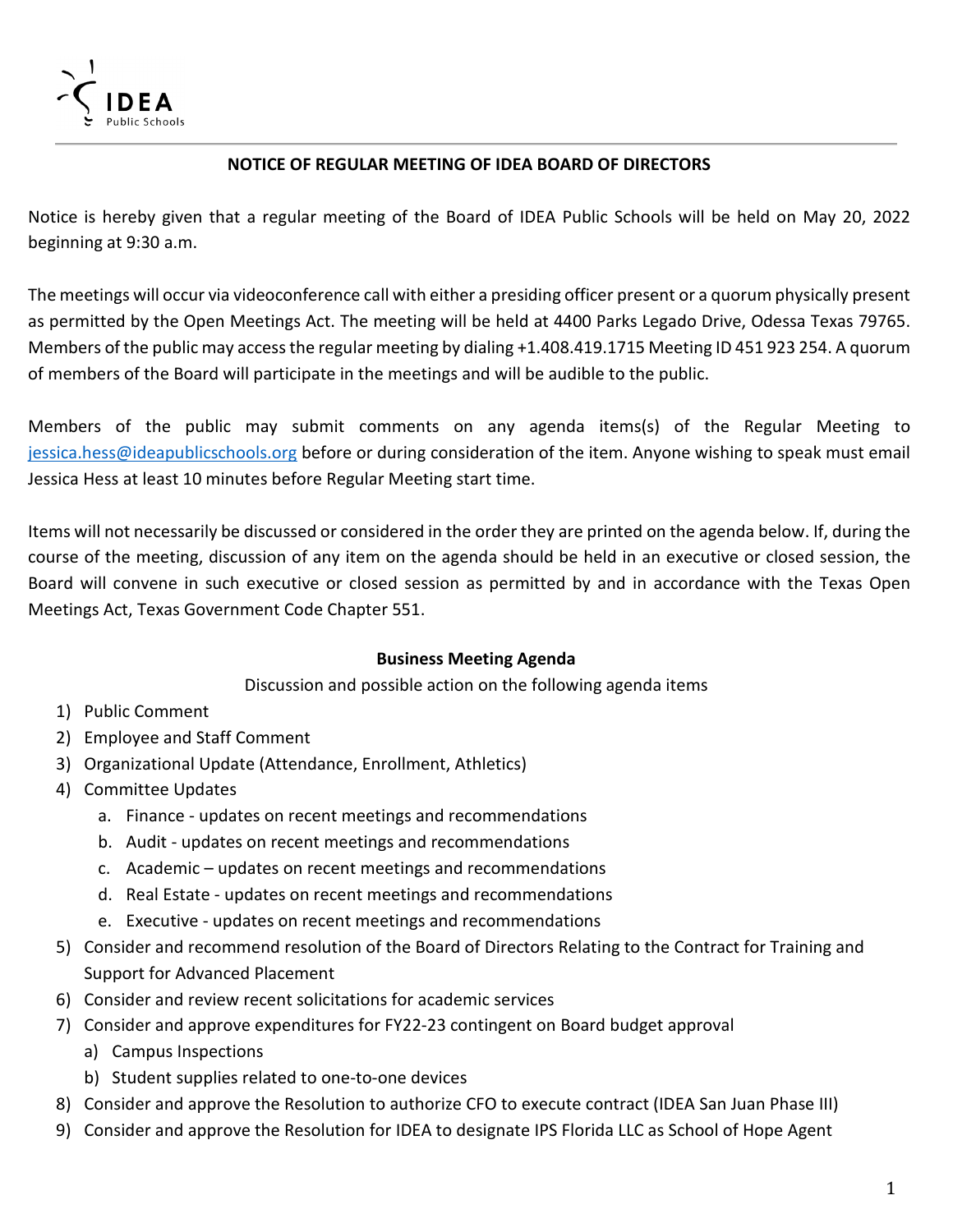IDEA Public Schools

## NOTICE OF REGULAR MEETING OF IDEA BOARD OF DIRECTORS

Notice is hereby given that a regular meeting of the Board of IDEA Public Schools will be held on May 20, 2022 beginning at 9:30 a.m.

The meetings will occur via videoconference call with either a presiding officer present or a quorum physically present as permitted by the Open Meetings Act. The meeting will be held at 4400 Parks Legado Drive, Odessa Texas 79765. Members of the public may access the regular meeting by dialing +1.408.419.1715 Meeting ID 451 923 254. A quorum of members of the Board will participate in the meetings and will be audible to the public.

Members of the public may submit comments on any agenda items(s) of the Regular Meeting to [jessica.hess@ideapublicschools.org](mailto:jessica.hess@ideapublicschools.org) before or during consideration of the item. Anyone wishing to speak must email Jessica Hess at least 10 minutes before Regular Meeting start time.

Items will not necessarily be discussed or considered in the order they are printed on the agenda below. If, during the course of the meeting, discussion of any item on the agenda should be held in an executive or closed session, the Board will convene in such executive or closed session as permitted by and in accordance with the Texas Open Meetings Act, Texas Government Code Chapter 551.

### Business Meeting Agenda

Discussion and possible action on the following agenda items

1) Public Comment
2) Employee and Staff Comment
3) Organizational Update (Attendance, Enrollment, Athletics)
4) Committee Updates
   a. Finance - updates on recent meetings and recommendations
   b. Audit - updates on recent meetings and recommendations
   c. Academic – updates on recent meetings and recommendations
   d. Real Estate - updates on recent meetings and recommendations
   e. Executive - updates on recent meetings and recommendations
5) Consider and recommend resolution of the Board of Directors Relating to the Contract for Training and Support for Advanced Placement
6) Consider and review recent solicitations for academic services
7) Consider and approve expenditures for FY22-23 contingent on Board budget approval
   a) Campus Inspections
   b) Student supplies related to one-to-one devices
8) Consider and approve the Resolution to authorize CFO to execute contract (IDEA San Juan Phase III)
9) Consider and approve the Resolution for IDEA to designate IPS Florida LLC as School of Hope Agent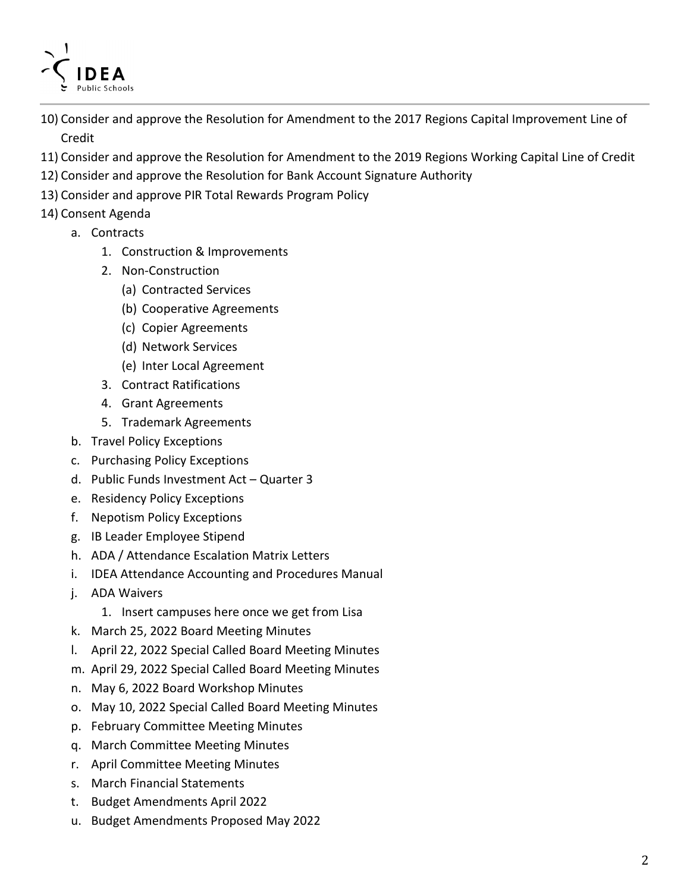10) Consider and approve the Resolution for Amendment to the 2017 Regions Capital Improvement Line of Credit
11) Consider and approve the Resolution for Amendment to the 2019 Regions Working Capital Line of Credit
12) Consider and approve the Resolution for Bank Account Signature Authority
13) Consider and approve PIR Total Rewards Program Policy
14) Consent Agenda
    a. Contracts
        1. Construction & Improvements
        2. Non-Construction
            (a) Contracted Services
            (b) Cooperative Agreements
            (c) Copier Agreements
            (d) Network Services
            (e) Inter Local Agreement
        3. Contract Ratifications
        4. Grant Agreements
        5. Trademark Agreements
    b. Travel Policy Exceptions
    c. Purchasing Policy Exceptions
    d. Public Funds Investment Act – Quarter 3
    e. Residency Policy Exceptions
    f. Nepotism Policy Exceptions
    g. IB Leader Employee Stipend
    h. ADA / Attendance Escalation Matrix Letters
    i. IDEA Attendance Accounting and Procedures Manual
    j. ADA Waivers
        1. Insert campuses here once we get from Lisa
    k. March 25, 2022 Board Meeting Minutes
    l. April 22, 2022 Special Called Board Meeting Minutes
    m. April 29, 2022 Special Called Board Meeting Minutes
    n. May 6, 2022 Board Workshop Minutes
    o. May 10, 2022 Special Called Board Meeting Minutes
    p. February Committee Meeting Minutes
    q. March Committee Meeting Minutes
    r. April Committee Meeting Minutes
    s. March Financial Statements
    t. Budget Amendments April 2022
    u. Budget Amendments Proposed May 2022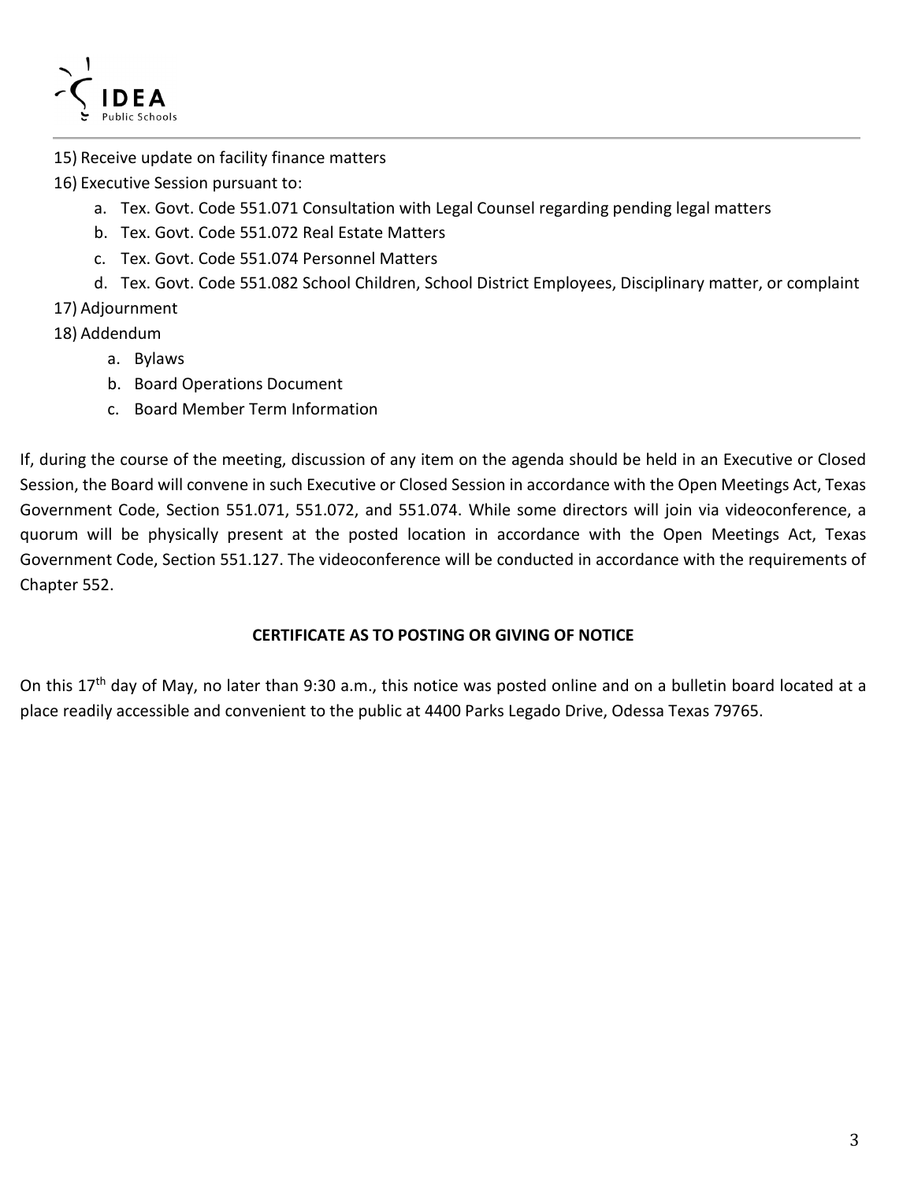15) Receive update on facility finance matters
16) Executive Session pursuant to:
    a. Tex. Govt. Code 551.071 Consultation with Legal Counsel regarding pending legal matters
    b. Tex. Govt. Code 551.072 Real Estate Matters
    c. Tex. Govt. Code 551.074 Personnel Matters
    d. Tex. Govt. Code 551.082 School Children, School District Employees, Disciplinary matter, or complaint
17) Adjournment
18) Addendum
    a. Bylaws
    b. Board Operations Document
    c. Board Member Term Information

If, during the course of the meeting, discussion of any item on the agenda should be held in an Executive or Closed Session, the Board will convene in such Executive or Closed Session in accordance with the Open Meetings Act, Texas Government Code, Section 551.071, 551.072, and 551.074. While some directors will join via videoconference, a quorum will be physically present at the posted location in accordance with the Open Meetings Act, Texas Government Code, Section 551.127. The videoconference will be conducted in accordance with the requirements of Chapter 552.

**CERTIFICATE AS TO POSTING OR GIVING OF NOTICE**

On this 17th day of May, no later than 9:30 a.m., this notice was posted online and on a bulletin board located at a place readily accessible and convenient to the public at 4400 Parks Legado Drive, Odessa Texas 79765.